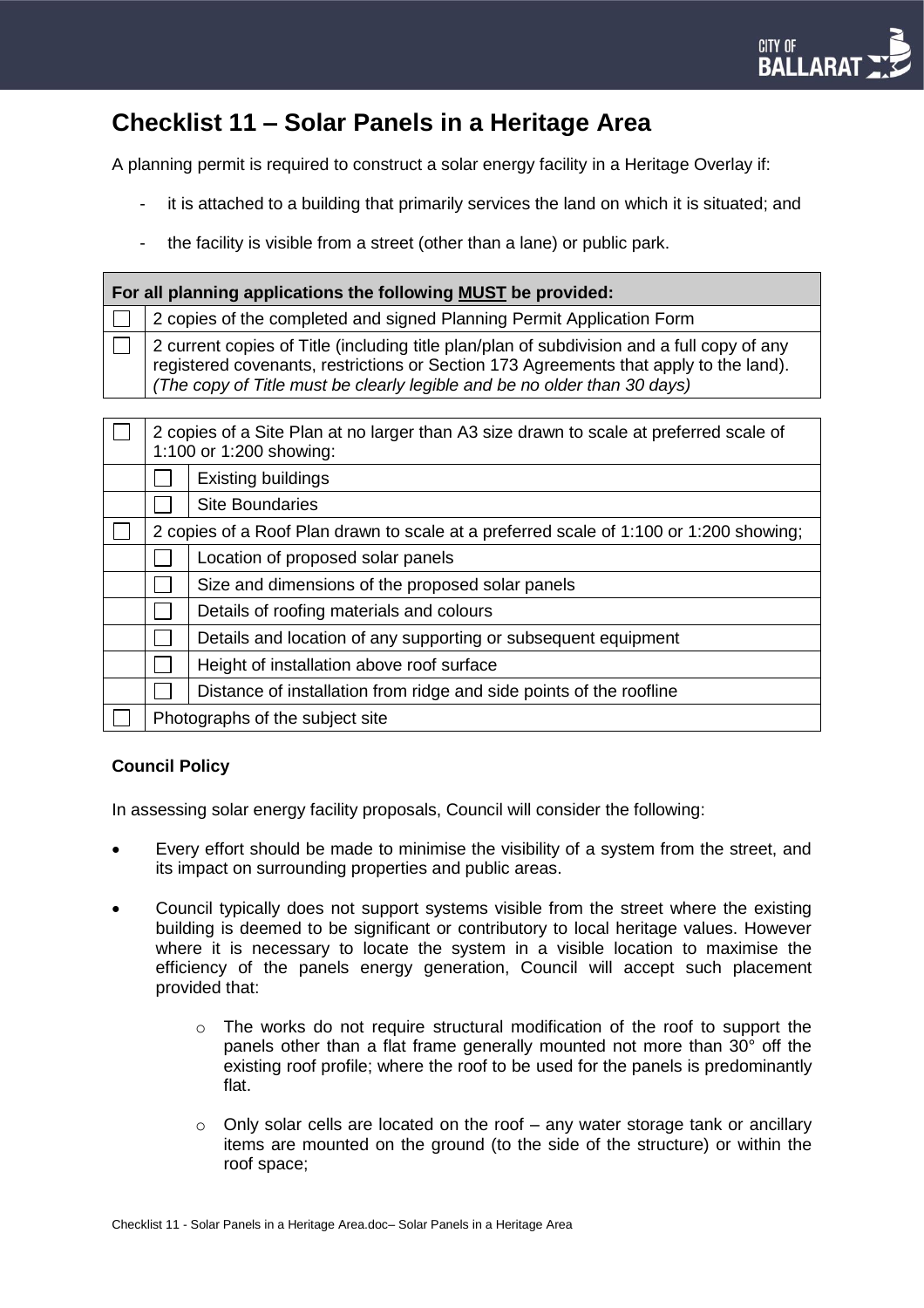# Checklist 11 – Solar Panels in a Heritage Area

A planning permit is required to construct a solar energy facility in a Heritage Overlay if:

- it is attached to a building that primarily services the land on which it is situated; and
- the facility is visible from a street (other than a lane) or public park.

| For all planning applications the following **MUST** be provided: | |
|---|---|
| ☐ | 2 copies of the completed and signed Planning Permit Application Form |
| ☐ | 2 current copies of Title (including title plan/plan of subdivision and a full copy of any registered covenants, restrictions or Section 173 Agreements that apply to the land). *(The copy of Title must be clearly legible and be no older than 30 days)* |

| | | |
|---|---|---|
| ☐ | 2 copies of a Site Plan at no larger than A3 size drawn to scale at preferred scale of 1:100 or 1:200 showing: | |
| | ☐ | Existing buildings |
| | ☐ | Site Boundaries |
| ☐ | 2 copies of a Roof Plan drawn to scale at a preferred scale of 1:100 or 1:200 showing; | |
| | ☐ | Location of proposed solar panels |
| | ☐ | Size and dimensions of the proposed solar panels |
| | ☐ | Details of roofing materials and colours |
| | ☐ | Details and location of any supporting or subsequent equipment |
| | ☐ | Height of installation above roof surface |
| | ☐ | Distance of installation from ridge and side points of the roofline |
| ☐ | Photographs of the subject site | |

**Council Policy**

In assessing solar energy facility proposals, Council will consider the following:

- Every effort should be made to minimise the visibility of a system from the street, and its impact on surrounding properties and public areas.
- Council typically does not support systems visible from the street where the existing building is deemed to be significant or contributory to local heritage values. However where it is necessary to locate the system in a visible location to maximise the efficiency of the panels energy generation, Council will accept such placement provided that:
  - The works do not require structural modification of the roof to support the panels other than a flat frame generally mounted not more than 30° off the existing roof profile; where the roof to be used for the panels is predominantly flat.
  - Only solar cells are located on the roof – any water storage tank or ancillary items are mounted on the ground (to the side of the structure) or within the roof space;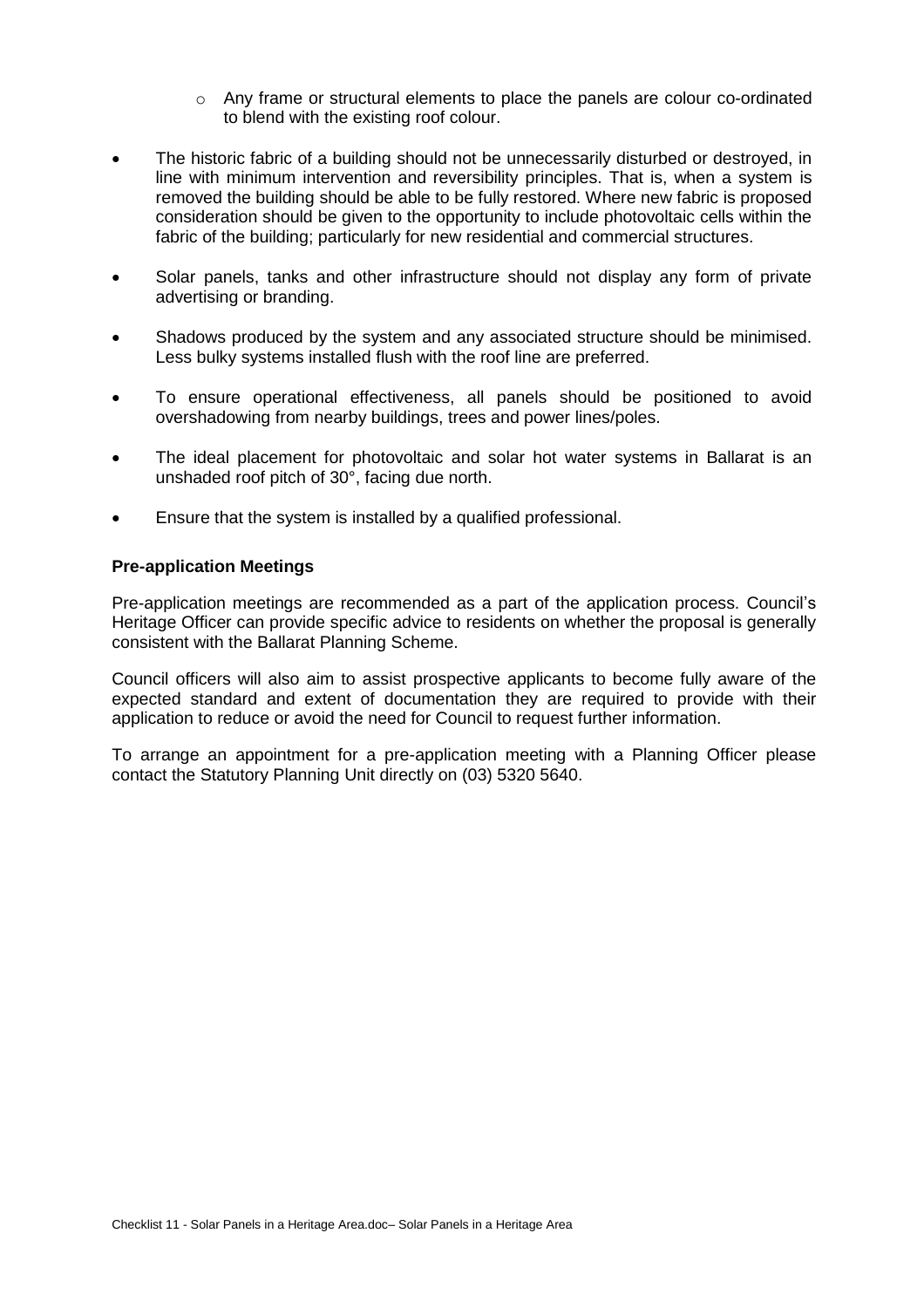- Any frame or structural elements to place the panels are colour co-ordinated to blend with the existing roof colour.

- The historic fabric of a building should not be unnecessarily disturbed or destroyed, in line with minimum intervention and reversibility principles. That is, when a system is removed the building should be able to be fully restored. Where new fabric is proposed consideration should be given to the opportunity to include photovoltaic cells within the fabric of the building; particularly for new residential and commercial structures.

- Solar panels, tanks and other infrastructure should not display any form of private advertising or branding.

- Shadows produced by the system and any associated structure should be minimised. Less bulky systems installed flush with the roof line are preferred.

- To ensure operational effectiveness, all panels should be positioned to avoid overshadowing from nearby buildings, trees and power lines/poles.

- The ideal placement for photovoltaic and solar hot water systems in Ballarat is an unshaded roof pitch of 30°, facing due north.

- Ensure that the system is installed by a qualified professional.

**Pre-application Meetings**

Pre-application meetings are recommended as a part of the application process. Council's Heritage Officer can provide specific advice to residents on whether the proposal is generally consistent with the Ballarat Planning Scheme.

Council officers will also aim to assist prospective applicants to become fully aware of the expected standard and extent of documentation they are required to provide with their application to reduce or avoid the need for Council to request further information.

To arrange an appointment for a pre-application meeting with a Planning Officer please contact the Statutory Planning Unit directly on (03) 5320 5640.